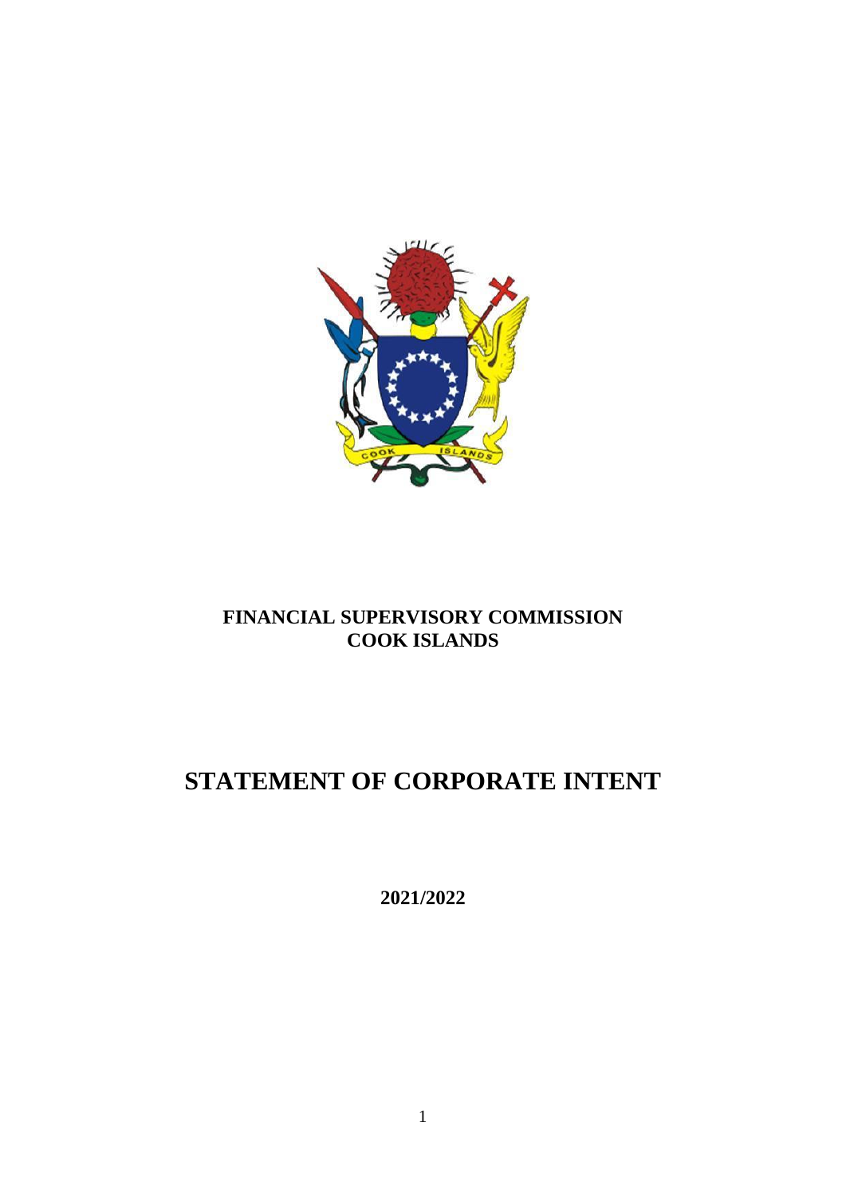# FINANCIAL SUPERVISORY COMMISSION
# COOK ISLANDS

# STATEMENT OF CORPORATE INTENT

**2021/2022**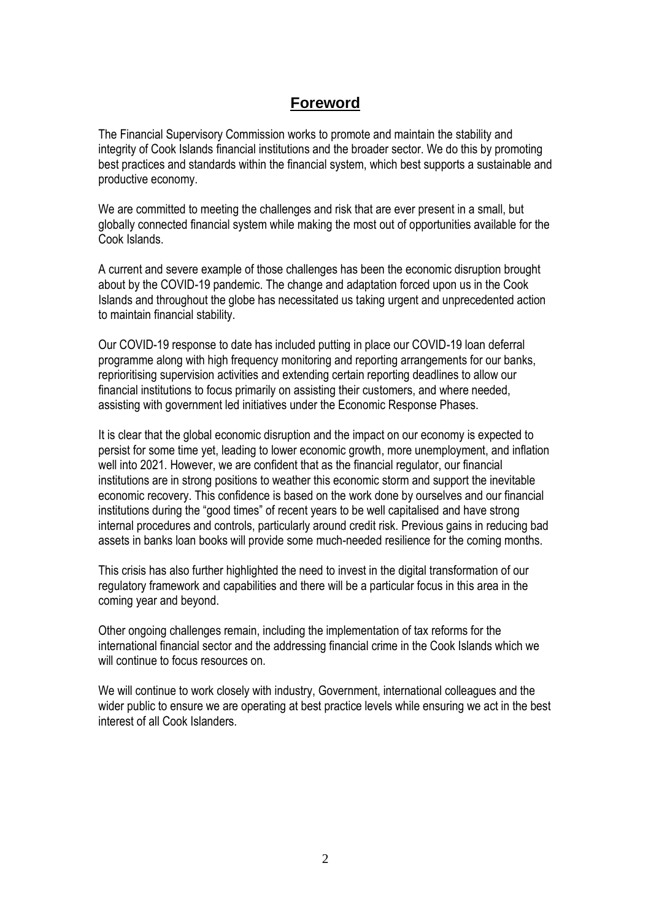# Foreword

The Financial Supervisory Commission works to promote and maintain the stability and integrity of Cook Islands financial institutions and the broader sector. We do this by promoting best practices and standards within the financial system, which best supports a sustainable and productive economy.

We are committed to meeting the challenges and risk that are ever present in a small, but globally connected financial system while making the most out of opportunities available for the Cook Islands.

A current and severe example of those challenges has been the economic disruption brought about by the COVID-19 pandemic. The change and adaptation forced upon us in the Cook Islands and throughout the globe has necessitated us taking urgent and unprecedented action to maintain financial stability.

Our COVID-19 response to date has included putting in place our COVID-19 loan deferral programme along with high frequency monitoring and reporting arrangements for our banks, reprioritising supervision activities and extending certain reporting deadlines to allow our financial institutions to focus primarily on assisting their customers, and where needed, assisting with government led initiatives under the Economic Response Phases.

It is clear that the global economic disruption and the impact on our economy is expected to persist for some time yet, leading to lower economic growth, more unemployment, and inflation well into 2021. However, we are confident that as the financial regulator, our financial institutions are in strong positions to weather this economic storm and support the inevitable economic recovery. This confidence is based on the work done by ourselves and our financial institutions during the "good times" of recent years to be well capitalised and have strong internal procedures and controls, particularly around credit risk. Previous gains in reducing bad assets in banks loan books will provide some much-needed resilience for the coming months.

This crisis has also further highlighted the need to invest in the digital transformation of our regulatory framework and capabilities and there will be a particular focus in this area in the coming year and beyond.

Other ongoing challenges remain, including the implementation of tax reforms for the international financial sector and the addressing financial crime in the Cook Islands which we will continue to focus resources on.

We will continue to work closely with industry, Government, international colleagues and the wider public to ensure we are operating at best practice levels while ensuring we act in the best interest of all Cook Islanders.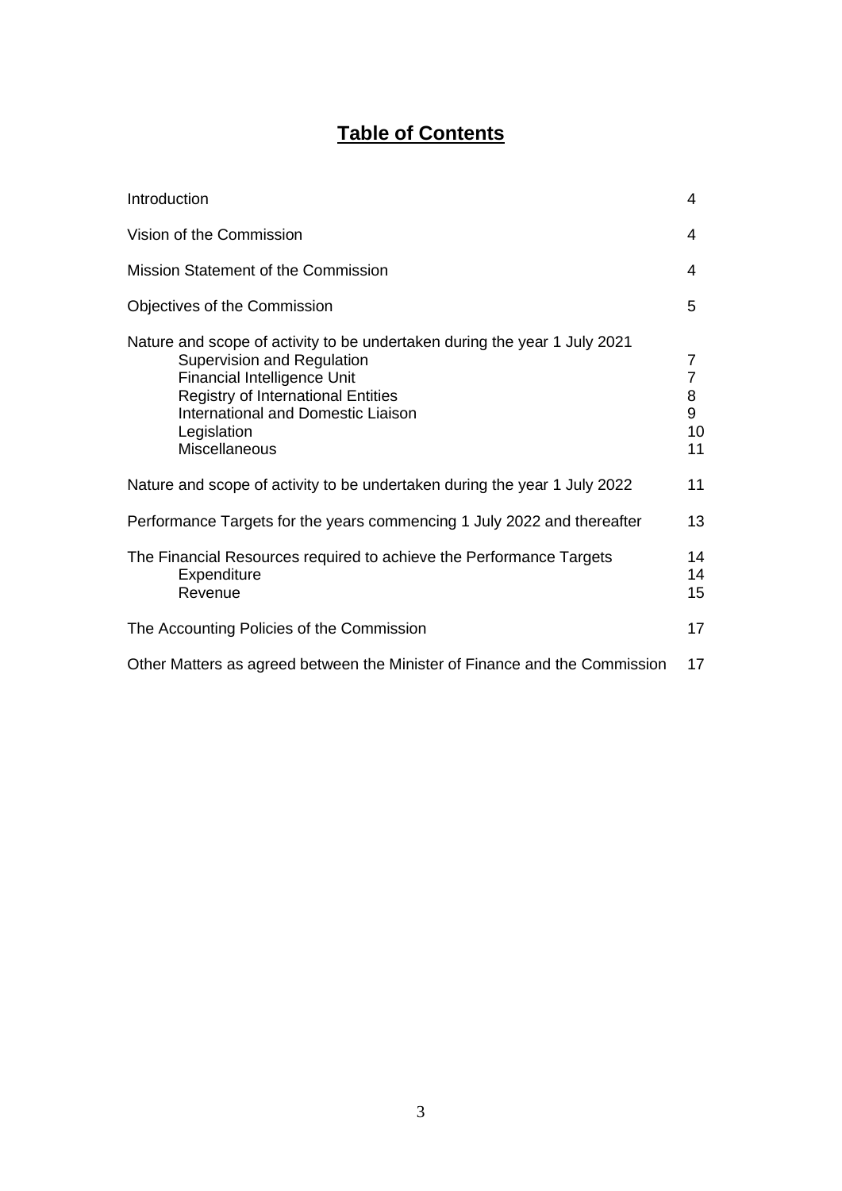# Table of Contents

| | |
|---|---|
| Introduction | 4 |
| Vision of the Commission | 4 |
| Mission Statement of the Commission | 4 |
| Objectives of the Commission | 5 |
| Nature and scope of activity to be undertaken during the year 1 July 2021 | |
| Supervision and Regulation | 7 |
| Financial Intelligence Unit | 7 |
| Registry of International Entities | 8 |
| International and Domestic Liaison | 9 |
| Legislation | 10 |
| Miscellaneous | 11 |
| Nature and scope of activity to be undertaken during the year 1 July 2022 | 11 |
| Performance Targets for the years commencing 1 July 2022 and thereafter | 13 |
| The Financial Resources required to achieve the Performance Targets | 14 |
| Expenditure | 14 |
| Revenue | 15 |
| The Accounting Policies of the Commission | 17 |
| Other Matters as agreed between the Minister of Finance and the Commission | 17 |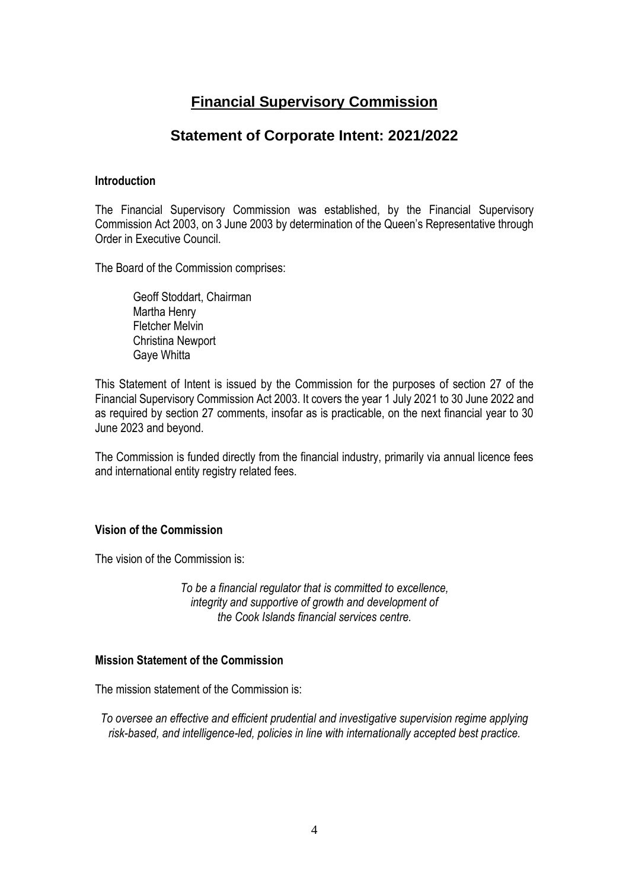# Financial Supervisory Commission

## Statement of Corporate Intent: 2021/2022

### Introduction

The Financial Supervisory Commission was established, by the Financial Supervisory Commission Act 2003, on 3 June 2003 by determination of the Queen's Representative through Order in Executive Council.

The Board of the Commission comprises:

Geoff Stoddart, Chairman
Martha Henry
Fletcher Melvin
Christina Newport
Gaye Whitta

This Statement of Intent is issued by the Commission for the purposes of section 27 of the Financial Supervisory Commission Act 2003. It covers the year 1 July 2021 to 30 June 2022 and as required by section 27 comments, insofar as is practicable, on the next financial year to 30 June 2023 and beyond.

The Commission is funded directly from the financial industry, primarily via annual licence fees and international entity registry related fees.

### Vision of the Commission

The vision of the Commission is:

*To be a financial regulator that is committed to excellence, integrity and supportive of growth and development of the Cook Islands financial services centre.*

### Mission Statement of the Commission

The mission statement of the Commission is:

*To oversee an effective and efficient prudential and investigative supervision regime applying risk-based, and intelligence-led, policies in line with internationally accepted best practice.*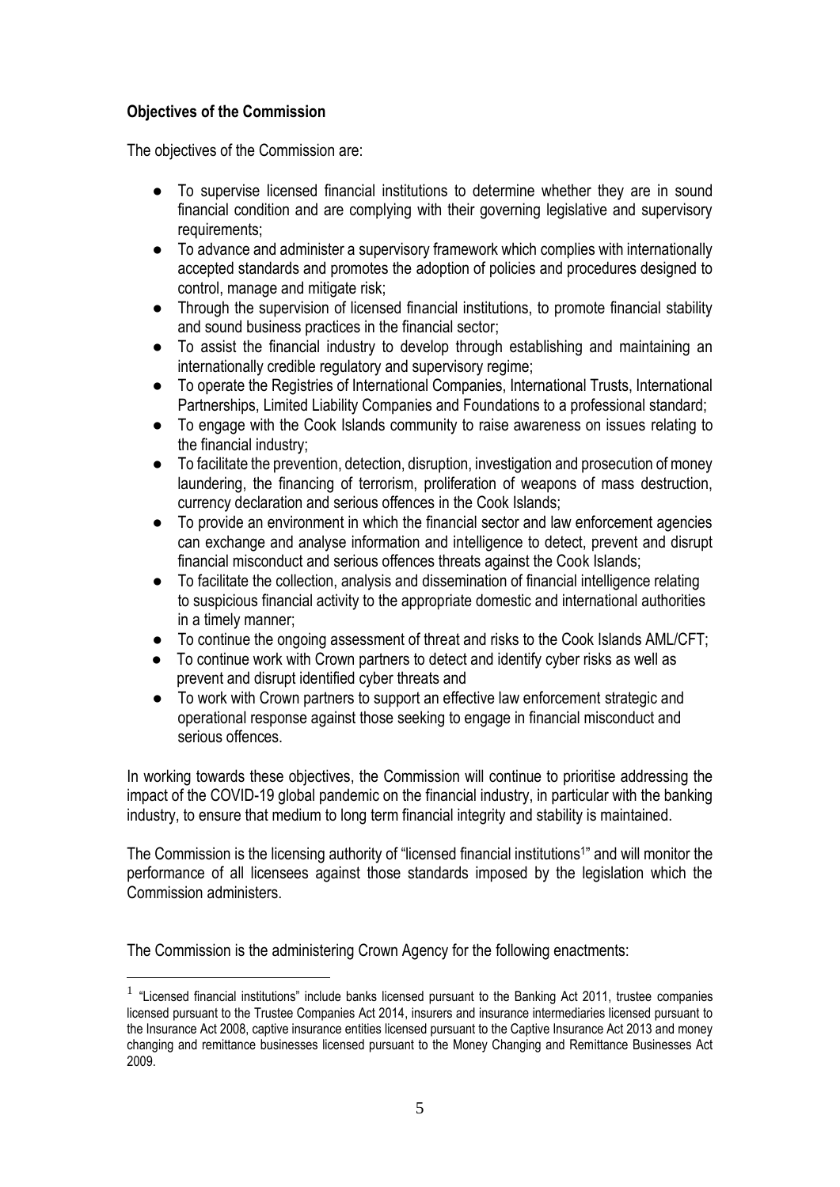**Objectives of the Commission**

The objectives of the Commission are:

- To supervise licensed financial institutions to determine whether they are in sound financial condition and are complying with their governing legislative and supervisory requirements;
- To advance and administer a supervisory framework which complies with internationally accepted standards and promotes the adoption of policies and procedures designed to control, manage and mitigate risk;
- Through the supervision of licensed financial institutions, to promote financial stability and sound business practices in the financial sector;
- To assist the financial industry to develop through establishing and maintaining an internationally credible regulatory and supervisory regime;
- To operate the Registries of International Companies, International Trusts, International Partnerships, Limited Liability Companies and Foundations to a professional standard;
- To engage with the Cook Islands community to raise awareness on issues relating to the financial industry;
- To facilitate the prevention, detection, disruption, investigation and prosecution of money laundering, the financing of terrorism, proliferation of weapons of mass destruction, currency declaration and serious offences in the Cook Islands;
- To provide an environment in which the financial sector and law enforcement agencies can exchange and analyse information and intelligence to detect, prevent and disrupt financial misconduct and serious offences threats against the Cook Islands;
- To facilitate the collection, analysis and dissemination of financial intelligence relating to suspicious financial activity to the appropriate domestic and international authorities in a timely manner;
- To continue the ongoing assessment of threat and risks to the Cook Islands AML/CFT;
- To continue work with Crown partners to detect and identify cyber risks as well as prevent and disrupt identified cyber threats and
- To work with Crown partners to support an effective law enforcement strategic and operational response against those seeking to engage in financial misconduct and serious offences.

In working towards these objectives, the Commission will continue to prioritise addressing the impact of the COVID-19 global pandemic on the financial industry, in particular with the banking industry, to ensure that medium to long term financial integrity and stability is maintained.

The Commission is the licensing authority of "licensed financial institutions[1]" and will monitor the performance of all licensees against those standards imposed by the legislation which the Commission administers.

The Commission is the administering Crown Agency for the following enactments:

---

[1] "Licensed financial institutions" include banks licensed pursuant to the Banking Act 2011, trustee companies licensed pursuant to the Trustee Companies Act 2014, insurers and insurance intermediaries licensed pursuant to the Insurance Act 2008, captive insurance entities licensed pursuant to the Captive Insurance Act 2013 and money changing and remittance businesses licensed pursuant to the Money Changing and Remittance Businesses Act 2009.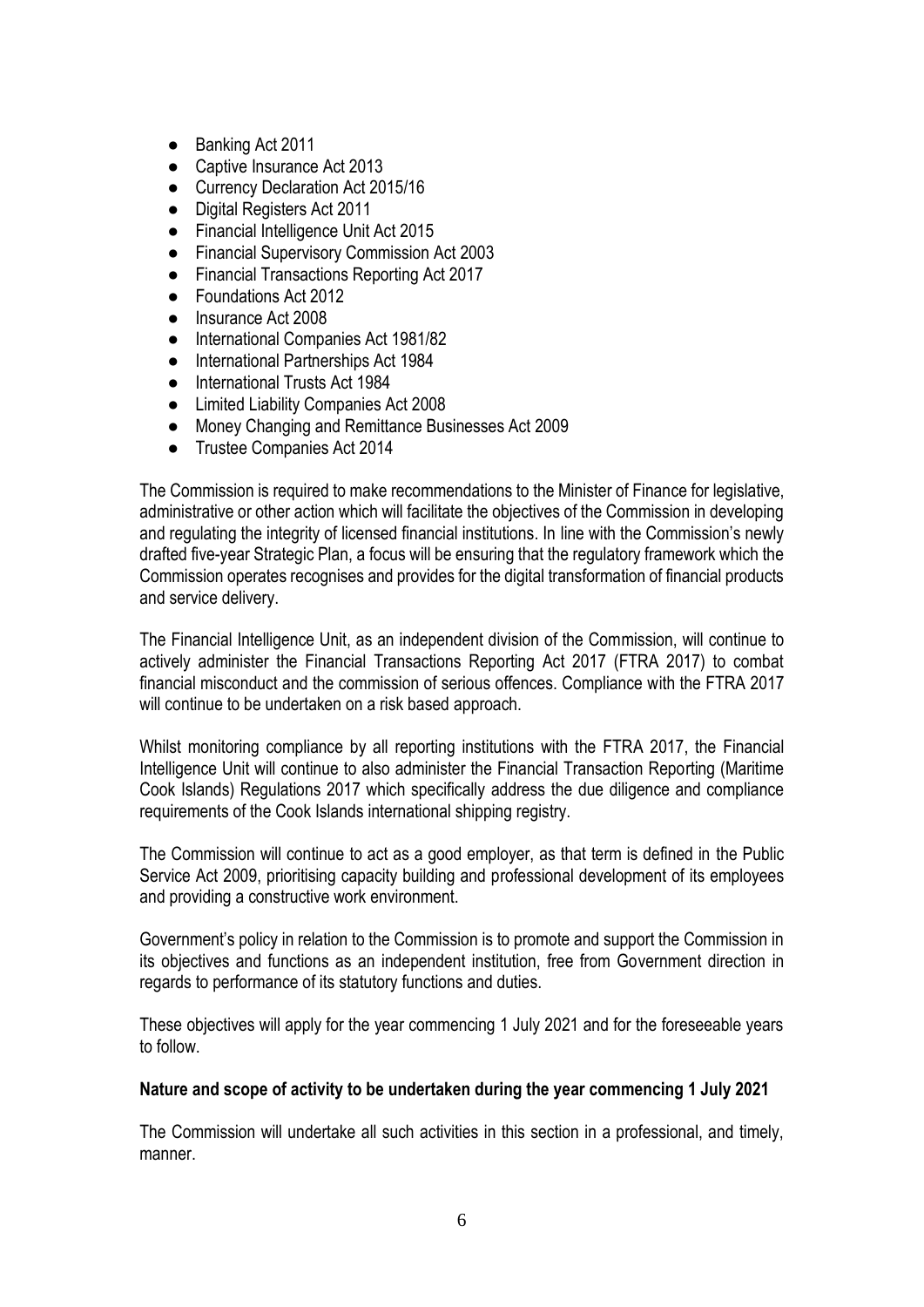- Banking Act 2011
- Captive Insurance Act 2013
- Currency Declaration Act 2015/16
- Digital Registers Act 2011
- Financial Intelligence Unit Act 2015
- Financial Supervisory Commission Act 2003
- Financial Transactions Reporting Act 2017
- Foundations Act 2012
- Insurance Act 2008
- International Companies Act 1981/82
- International Partnerships Act 1984
- International Trusts Act 1984
- Limited Liability Companies Act 2008
- Money Changing and Remittance Businesses Act 2009
- Trustee Companies Act 2014

The Commission is required to make recommendations to the Minister of Finance for legislative, administrative or other action which will facilitate the objectives of the Commission in developing and regulating the integrity of licensed financial institutions. In line with the Commission's newly drafted five-year Strategic Plan, a focus will be ensuring that the regulatory framework which the Commission operates recognises and provides for the digital transformation of financial products and service delivery.

The Financial Intelligence Unit, as an independent division of the Commission, will continue to actively administer the Financial Transactions Reporting Act 2017 (FTRA 2017) to combat financial misconduct and the commission of serious offences. Compliance with the FTRA 2017 will continue to be undertaken on a risk based approach.

Whilst monitoring compliance by all reporting institutions with the FTRA 2017, the Financial Intelligence Unit will continue to also administer the Financial Transaction Reporting (Maritime Cook Islands) Regulations 2017 which specifically address the due diligence and compliance requirements of the Cook Islands international shipping registry.

The Commission will continue to act as a good employer, as that term is defined in the Public Service Act 2009, prioritising capacity building and professional development of its employees and providing a constructive work environment.

Government's policy in relation to the Commission is to promote and support the Commission in its objectives and functions as an independent institution, free from Government direction in regards to performance of its statutory functions and duties.

These objectives will apply for the year commencing 1 July 2021 and for the foreseeable years to follow.

**Nature and scope of activity to be undertaken during the year commencing 1 July 2021**

The Commission will undertake all such activities in this section in a professional, and timely, manner.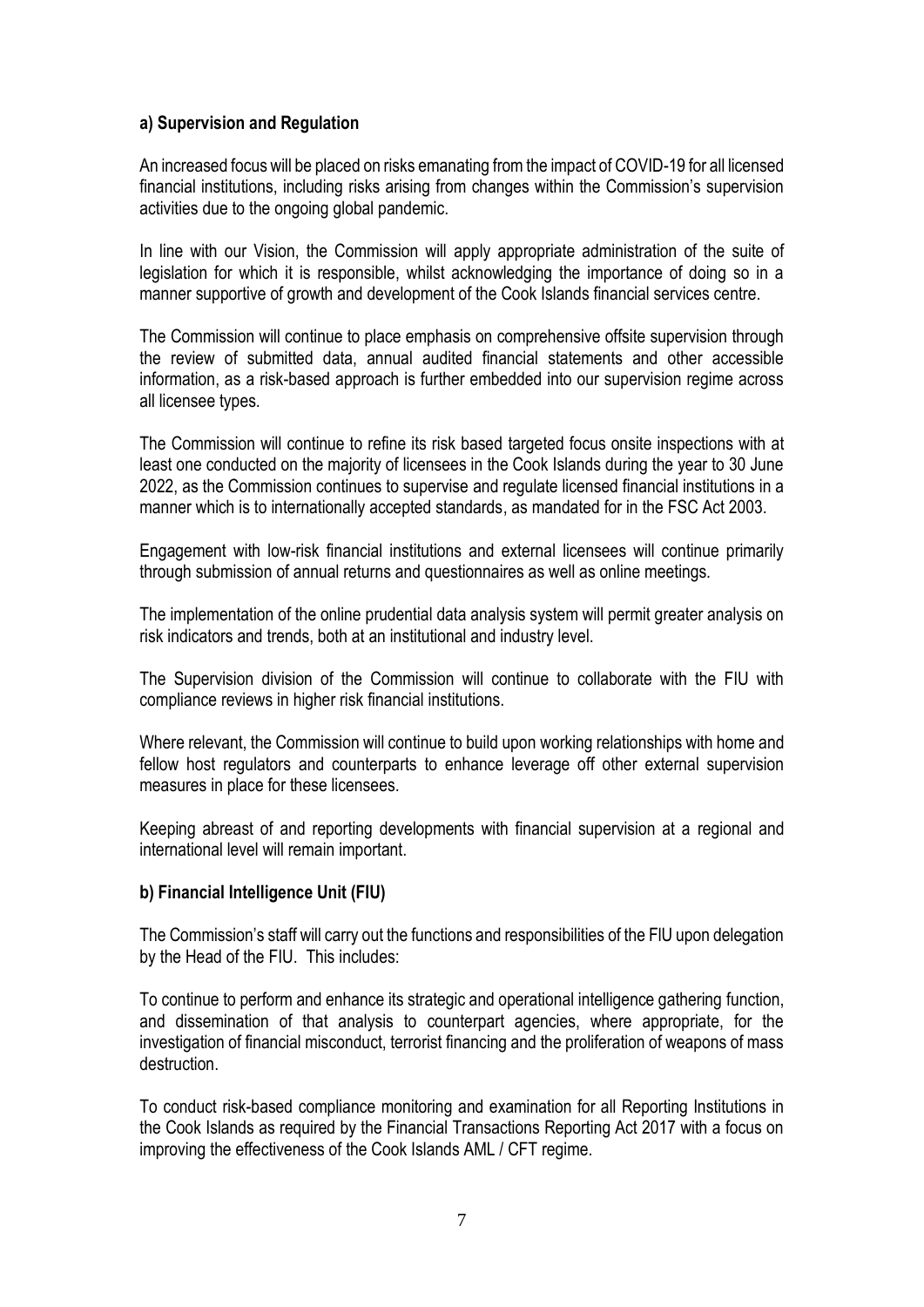**a) Supervision and Regulation**

An increased focus will be placed on risks emanating from the impact of COVID-19 for all licensed financial institutions, including risks arising from changes within the Commission's supervision activities due to the ongoing global pandemic.

In line with our Vision, the Commission will apply appropriate administration of the suite of legislation for which it is responsible, whilst acknowledging the importance of doing so in a manner supportive of growth and development of the Cook Islands financial services centre.

The Commission will continue to place emphasis on comprehensive offsite supervision through the review of submitted data, annual audited financial statements and other accessible information, as a risk-based approach is further embedded into our supervision regime across all licensee types.

The Commission will continue to refine its risk based targeted focus onsite inspections with at least one conducted on the majority of licensees in the Cook Islands during the year to 30 June 2022, as the Commission continues to supervise and regulate licensed financial institutions in a manner which is to internationally accepted standards, as mandated for in the FSC Act 2003.

Engagement with low-risk financial institutions and external licensees will continue primarily through submission of annual returns and questionnaires as well as online meetings.

The implementation of the online prudential data analysis system will permit greater analysis on risk indicators and trends, both at an institutional and industry level.

The Supervision division of the Commission will continue to collaborate with the FIU with compliance reviews in higher risk financial institutions.

Where relevant, the Commission will continue to build upon working relationships with home and fellow host regulators and counterparts to enhance leverage off other external supervision measures in place for these licensees.

Keeping abreast of and reporting developments with financial supervision at a regional and international level will remain important.

**b) Financial Intelligence Unit (FIU)**

The Commission's staff will carry out the functions and responsibilities of the FIU upon delegation by the Head of the FIU. This includes:

To continue to perform and enhance its strategic and operational intelligence gathering function, and dissemination of that analysis to counterpart agencies, where appropriate, for the investigation of financial misconduct, terrorist financing and the proliferation of weapons of mass destruction.

To conduct risk-based compliance monitoring and examination for all Reporting Institutions in the Cook Islands as required by the Financial Transactions Reporting Act 2017 with a focus on improving the effectiveness of the Cook Islands AML / CFT regime.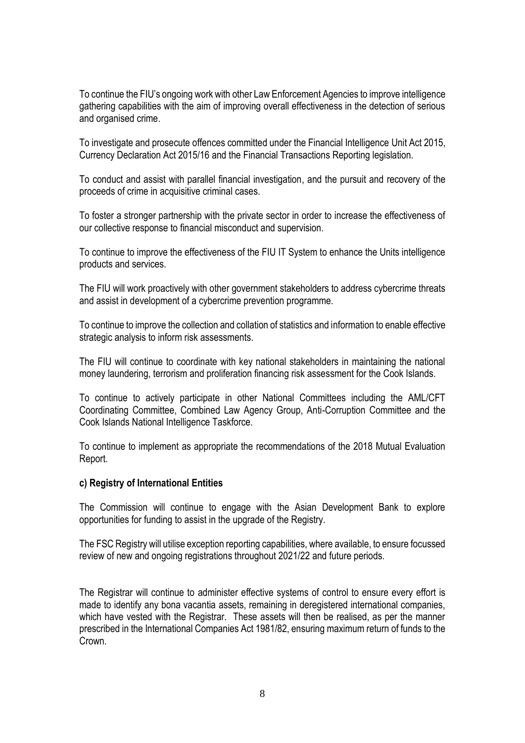To continue the FIU's ongoing work with other Law Enforcement Agencies to improve intelligence gathering capabilities with the aim of improving overall effectiveness in the detection of serious and organised crime.

To investigate and prosecute offences committed under the Financial Intelligence Unit Act 2015, Currency Declaration Act 2015/16 and the Financial Transactions Reporting legislation.

To conduct and assist with parallel financial investigation, and the pursuit and recovery of the proceeds of crime in acquisitive criminal cases.

To foster a stronger partnership with the private sector in order to increase the effectiveness of our collective response to financial misconduct and supervision.

To continue to improve the effectiveness of the FIU IT System to enhance the Units intelligence products and services.

The FIU will work proactively with other government stakeholders to address cybercrime threats and assist in development of a cybercrime prevention programme.

To continue to improve the collection and collation of statistics and information to enable effective strategic analysis to inform risk assessments.

The FIU will continue to coordinate with key national stakeholders in maintaining the national money laundering, terrorism and proliferation financing risk assessment for the Cook Islands.

To continue to actively participate in other National Committees including the AML/CFT Coordinating Committee, Combined Law Agency Group, Anti-Corruption Committee and the Cook Islands National Intelligence Taskforce.

To continue to implement as appropriate the recommendations of the 2018 Mutual Evaluation Report.

**c) Registry of International Entities**

The Commission will continue to engage with the Asian Development Bank to explore opportunities for funding to assist in the upgrade of the Registry.

The FSC Registry will utilise exception reporting capabilities, where available, to ensure focussed review of new and ongoing registrations throughout 2021/22 and future periods.

The Registrar will continue to administer effective systems of control to ensure every effort is made to identify any bona vacantia assets, remaining in deregistered international companies, which have vested with the Registrar. These assets will then be realised, as per the manner prescribed in the International Companies Act 1981/82, ensuring maximum return of funds to the Crown.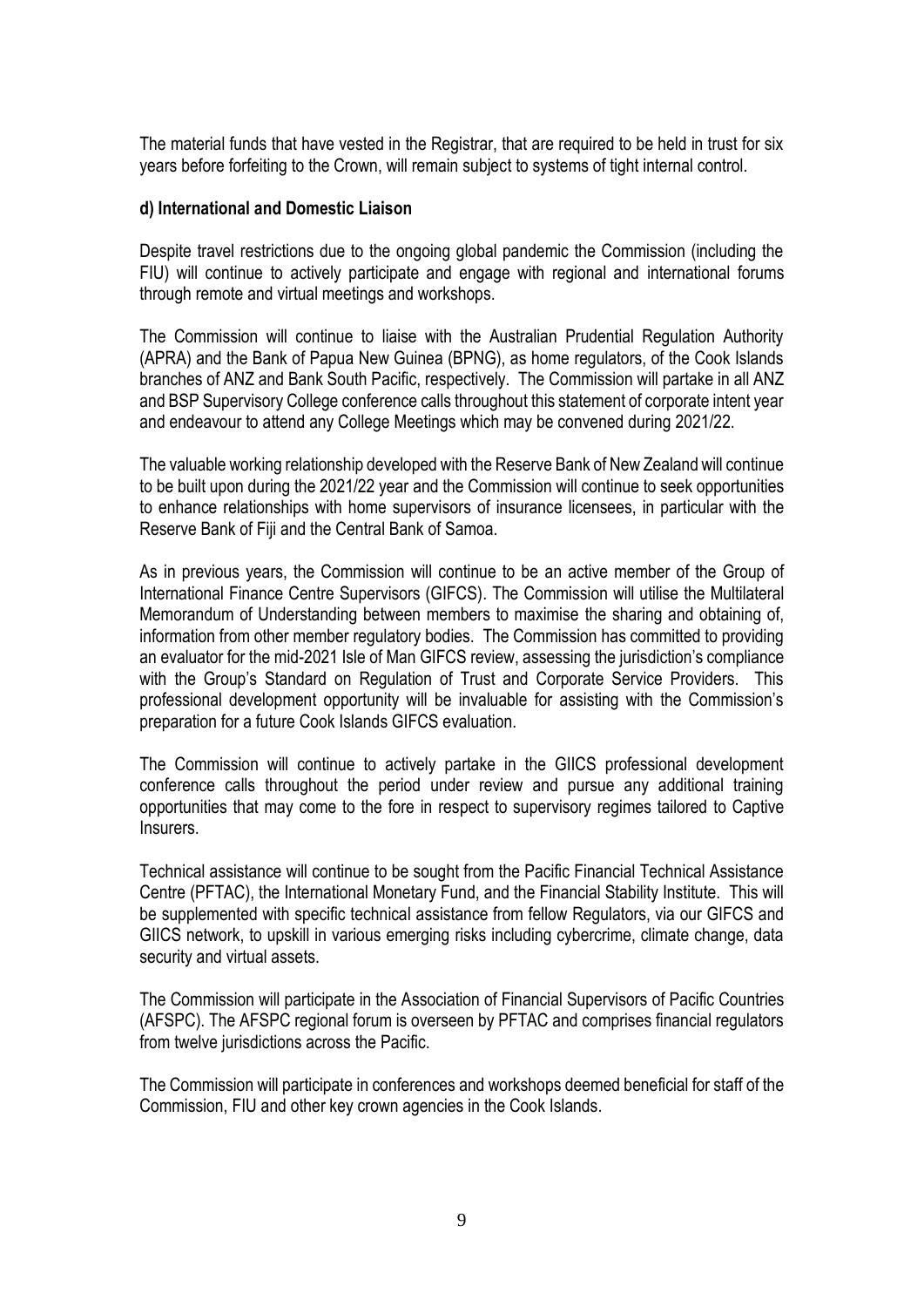The material funds that have vested in the Registrar, that are required to be held in trust for six years before forfeiting to the Crown, will remain subject to systems of tight internal control.

#### d) International and Domestic Liaison

Despite travel restrictions due to the ongoing global pandemic the Commission (including the FIU) will continue to actively participate and engage with regional and international forums through remote and virtual meetings and workshops.

The Commission will continue to liaise with the Australian Prudential Regulation Authority (APRA) and the Bank of Papua New Guinea (BPNG), as home regulators, of the Cook Islands branches of ANZ and Bank South Pacific, respectively. The Commission will partake in all ANZ and BSP Supervisory College conference calls throughout this statement of corporate intent year and endeavour to attend any College Meetings which may be convened during 2021/22.

The valuable working relationship developed with the Reserve Bank of New Zealand will continue to be built upon during the 2021/22 year and the Commission will continue to seek opportunities to enhance relationships with home supervisors of insurance licensees, in particular with the Reserve Bank of Fiji and the Central Bank of Samoa.

As in previous years, the Commission will continue to be an active member of the Group of International Finance Centre Supervisors (GIFCS). The Commission will utilise the Multilateral Memorandum of Understanding between members to maximise the sharing and obtaining of, information from other member regulatory bodies. The Commission has committed to providing an evaluator for the mid-2021 Isle of Man GIFCS review, assessing the jurisdiction's compliance with the Group's Standard on Regulation of Trust and Corporate Service Providers. This professional development opportunity will be invaluable for assisting with the Commission's preparation for a future Cook Islands GIFCS evaluation.

The Commission will continue to actively partake in the GIICS professional development conference calls throughout the period under review and pursue any additional training opportunities that may come to the fore in respect to supervisory regimes tailored to Captive Insurers.

Technical assistance will continue to be sought from the Pacific Financial Technical Assistance Centre (PFTAC), the International Monetary Fund, and the Financial Stability Institute. This will be supplemented with specific technical assistance from fellow Regulators, via our GIFCS and GIICS network, to upskill in various emerging risks including cybercrime, climate change, data security and virtual assets.

The Commission will participate in the Association of Financial Supervisors of Pacific Countries (AFSPC). The AFSPC regional forum is overseen by PFTAC and comprises financial regulators from twelve jurisdictions across the Pacific.

The Commission will participate in conferences and workshops deemed beneficial for staff of the Commission, FIU and other key crown agencies in the Cook Islands.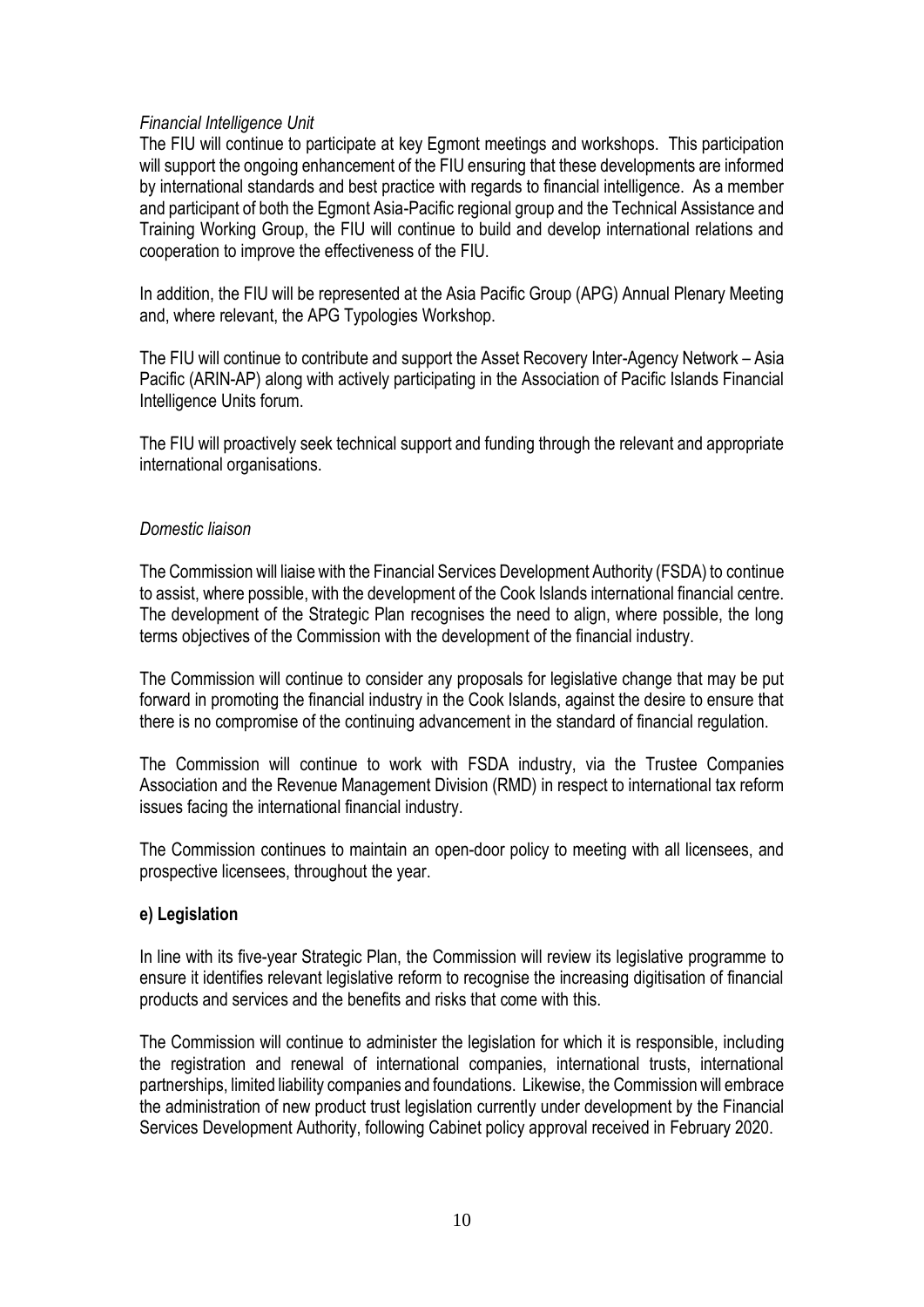*Financial Intelligence Unit*

The FIU will continue to participate at key Egmont meetings and workshops. This participation will support the ongoing enhancement of the FIU ensuring that these developments are informed by international standards and best practice with regards to financial intelligence. As a member and participant of both the Egmont Asia-Pacific regional group and the Technical Assistance and Training Working Group, the FIU will continue to build and develop international relations and cooperation to improve the effectiveness of the FIU.

In addition, the FIU will be represented at the Asia Pacific Group (APG) Annual Plenary Meeting and, where relevant, the APG Typologies Workshop.

The FIU will continue to contribute and support the Asset Recovery Inter-Agency Network – Asia Pacific (ARIN-AP) along with actively participating in the Association of Pacific Islands Financial Intelligence Units forum.

The FIU will proactively seek technical support and funding through the relevant and appropriate international organisations.

*Domestic liaison*

The Commission will liaise with the Financial Services Development Authority (FSDA) to continue to assist, where possible, with the development of the Cook Islands international financial centre. The development of the Strategic Plan recognises the need to align, where possible, the long terms objectives of the Commission with the development of the financial industry.

The Commission will continue to consider any proposals for legislative change that may be put forward in promoting the financial industry in the Cook Islands, against the desire to ensure that there is no compromise of the continuing advancement in the standard of financial regulation.

The Commission will continue to work with FSDA industry, via the Trustee Companies Association and the Revenue Management Division (RMD) in respect to international tax reform issues facing the international financial industry.

The Commission continues to maintain an open-door policy to meeting with all licensees, and prospective licensees, throughout the year.

**e) Legislation**

In line with its five-year Strategic Plan, the Commission will review its legislative programme to ensure it identifies relevant legislative reform to recognise the increasing digitisation of financial products and services and the benefits and risks that come with this.

The Commission will continue to administer the legislation for which it is responsible, including the registration and renewal of international companies, international trusts, international partnerships, limited liability companies and foundations. Likewise, the Commission will embrace the administration of new product trust legislation currently under development by the Financial Services Development Authority, following Cabinet policy approval received in February 2020.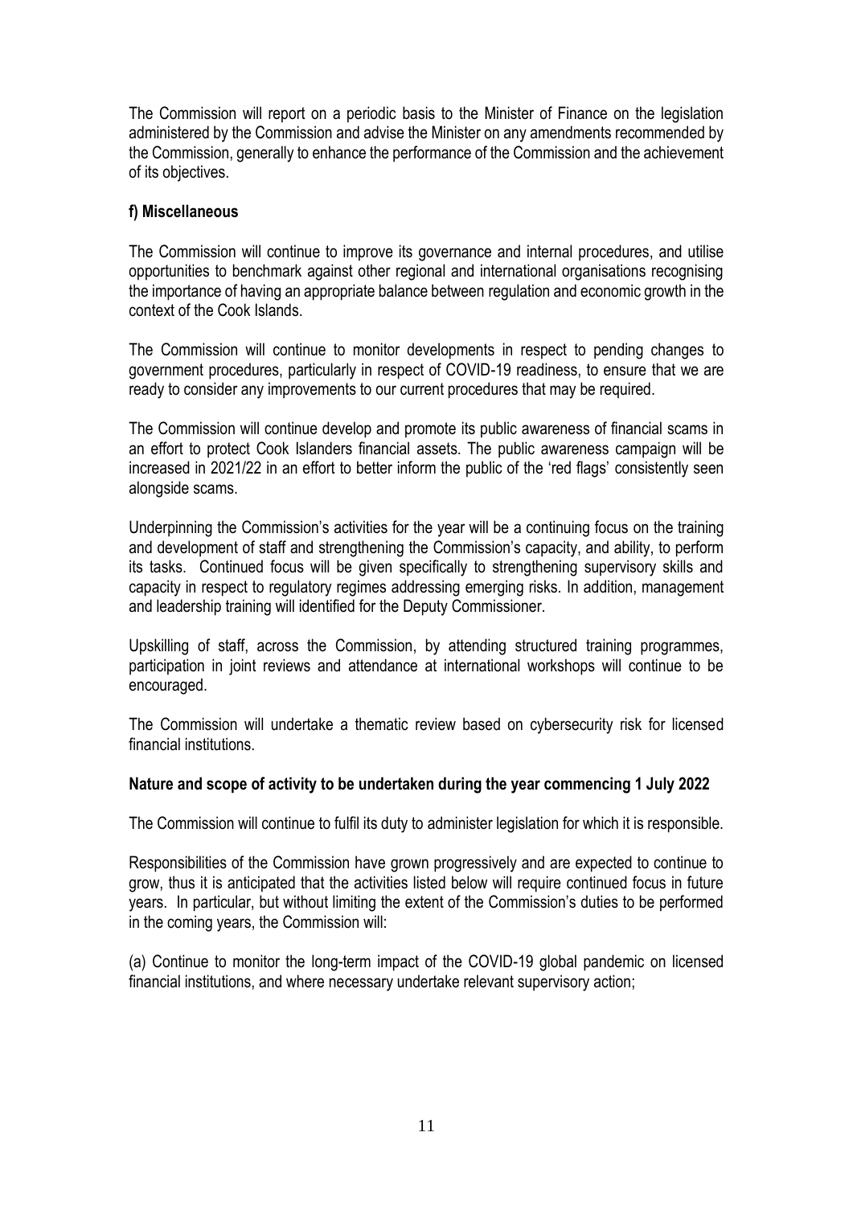The Commission will report on a periodic basis to the Minister of Finance on the legislation administered by the Commission and advise the Minister on any amendments recommended by the Commission, generally to enhance the performance of the Commission and the achievement of its objectives.

**f) Miscellaneous**

The Commission will continue to improve its governance and internal procedures, and utilise opportunities to benchmark against other regional and international organisations recognising the importance of having an appropriate balance between regulation and economic growth in the context of the Cook Islands.

The Commission will continue to monitor developments in respect to pending changes to government procedures, particularly in respect of COVID-19 readiness, to ensure that we are ready to consider any improvements to our current procedures that may be required.

The Commission will continue develop and promote its public awareness of financial scams in an effort to protect Cook Islanders financial assets. The public awareness campaign will be increased in 2021/22 in an effort to better inform the public of the 'red flags' consistently seen alongside scams.

Underpinning the Commission's activities for the year will be a continuing focus on the training and development of staff and strengthening the Commission's capacity, and ability, to perform its tasks. Continued focus will be given specifically to strengthening supervisory skills and capacity in respect to regulatory regimes addressing emerging risks. In addition, management and leadership training will identified for the Deputy Commissioner.

Upskilling of staff, across the Commission, by attending structured training programmes, participation in joint reviews and attendance at international workshops will continue to be encouraged.

The Commission will undertake a thematic review based on cybersecurity risk for licensed financial institutions.

**Nature and scope of activity to be undertaken during the year commencing 1 July 2022**

The Commission will continue to fulfil its duty to administer legislation for which it is responsible.

Responsibilities of the Commission have grown progressively and are expected to continue to grow, thus it is anticipated that the activities listed below will require continued focus in future years. In particular, but without limiting the extent of the Commission's duties to be performed in the coming years, the Commission will:

(a) Continue to monitor the long-term impact of the COVID-19 global pandemic on licensed financial institutions, and where necessary undertake relevant supervisory action;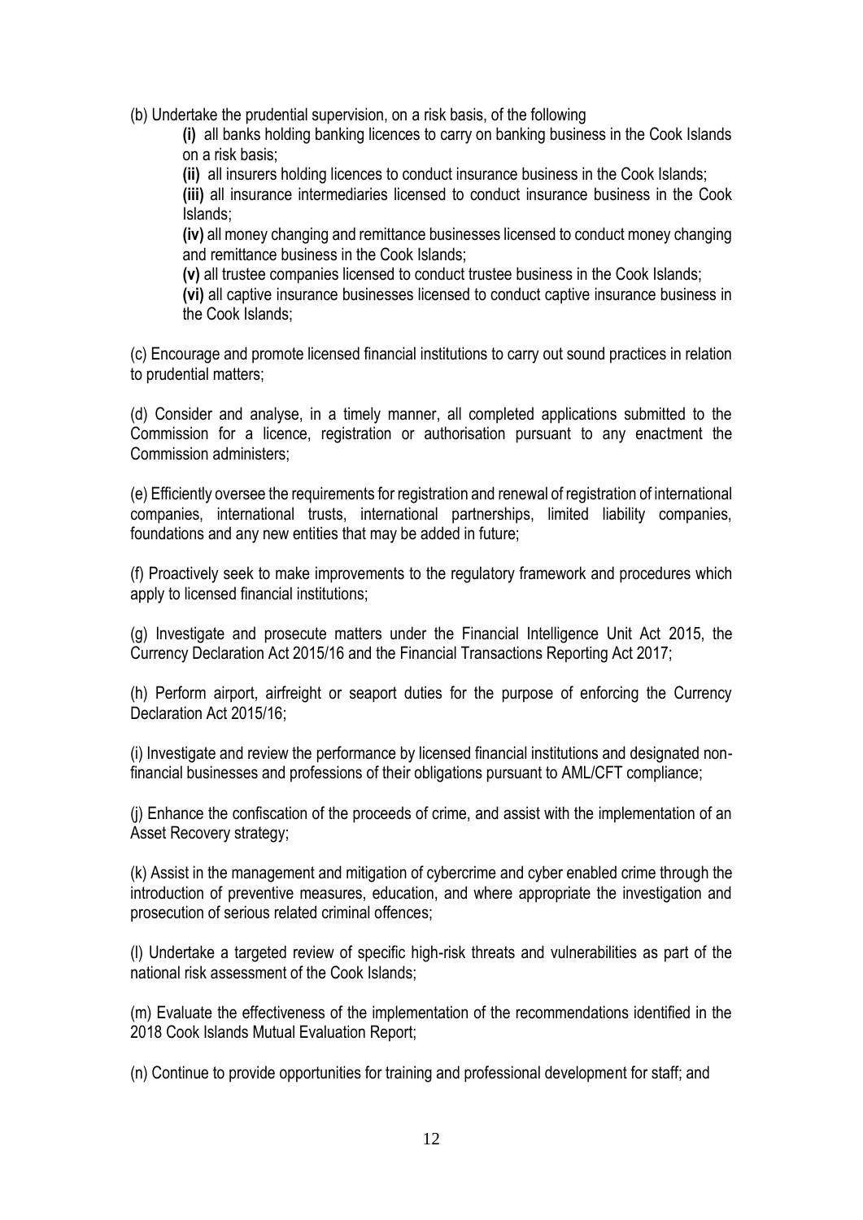(b) Undertake the prudential supervision, on a risk basis, of the following

> **(i)** all banks holding banking licences to carry on banking business in the Cook Islands on a risk basis;
>
> **(ii)** all insurers holding licences to conduct insurance business in the Cook Islands;
>
> **(iii)** all insurance intermediaries licensed to conduct insurance business in the Cook Islands;
>
> **(iv)** all money changing and remittance businesses licensed to conduct money changing and remittance business in the Cook Islands;
>
> **(v)** all trustee companies licensed to conduct trustee business in the Cook Islands;
>
> **(vi)** all captive insurance businesses licensed to conduct captive insurance business in the Cook Islands;

(c) Encourage and promote licensed financial institutions to carry out sound practices in relation to prudential matters;

(d) Consider and analyse, in a timely manner, all completed applications submitted to the Commission for a licence, registration or authorisation pursuant to any enactment the Commission administers;

(e) Efficiently oversee the requirements for registration and renewal of registration of international companies, international trusts, international partnerships, limited liability companies, foundations and any new entities that may be added in future;

(f) Proactively seek to make improvements to the regulatory framework and procedures which apply to licensed financial institutions;

(g) Investigate and prosecute matters under the Financial Intelligence Unit Act 2015, the Currency Declaration Act 2015/16 and the Financial Transactions Reporting Act 2017;

(h) Perform airport, airfreight or seaport duties for the purpose of enforcing the Currency Declaration Act 2015/16;

(i) Investigate and review the performance by licensed financial institutions and designated non-financial businesses and professions of their obligations pursuant to AML/CFT compliance;

(j) Enhance the confiscation of the proceeds of crime, and assist with the implementation of an Asset Recovery strategy;

(k) Assist in the management and mitigation of cybercrime and cyber enabled crime through the introduction of preventive measures, education, and where appropriate the investigation and prosecution of serious related criminal offences;

(l) Undertake a targeted review of specific high-risk threats and vulnerabilities as part of the national risk assessment of the Cook Islands;

(m) Evaluate the effectiveness of the implementation of the recommendations identified in the 2018 Cook Islands Mutual Evaluation Report;

(n) Continue to provide opportunities for training and professional development for staff; and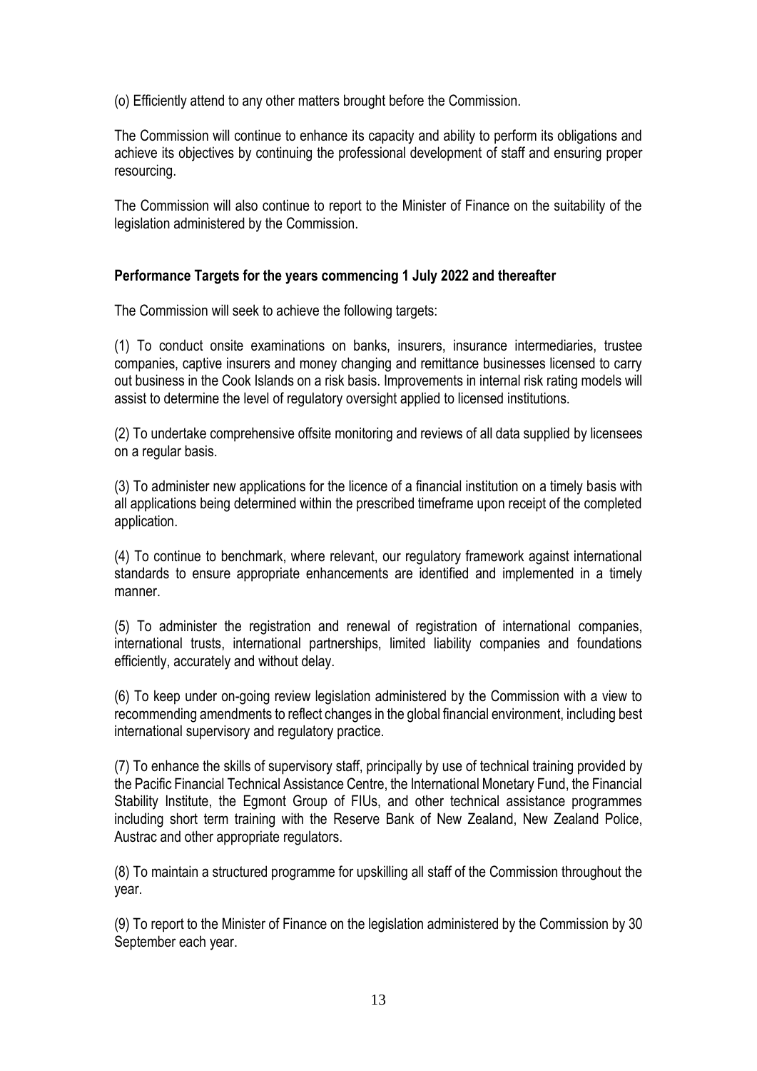(o) Efficiently attend to any other matters brought before the Commission.

The Commission will continue to enhance its capacity and ability to perform its obligations and achieve its objectives by continuing the professional development of staff and ensuring proper resourcing.

The Commission will also continue to report to the Minister of Finance on the suitability of the legislation administered by the Commission.

**Performance Targets for the years commencing 1 July 2022 and thereafter**

The Commission will seek to achieve the following targets:

(1) To conduct onsite examinations on banks, insurers, insurance intermediaries, trustee companies, captive insurers and money changing and remittance businesses licensed to carry out business in the Cook Islands on a risk basis. Improvements in internal risk rating models will assist to determine the level of regulatory oversight applied to licensed institutions.

(2) To undertake comprehensive offsite monitoring and reviews of all data supplied by licensees on a regular basis.

(3) To administer new applications for the licence of a financial institution on a timely basis with all applications being determined within the prescribed timeframe upon receipt of the completed application.

(4) To continue to benchmark, where relevant, our regulatory framework against international standards to ensure appropriate enhancements are identified and implemented in a timely manner.

(5) To administer the registration and renewal of registration of international companies, international trusts, international partnerships, limited liability companies and foundations efficiently, accurately and without delay.

(6) To keep under on-going review legislation administered by the Commission with a view to recommending amendments to reflect changes in the global financial environment, including best international supervisory and regulatory practice.

(7) To enhance the skills of supervisory staff, principally by use of technical training provided by the Pacific Financial Technical Assistance Centre, the International Monetary Fund, the Financial Stability Institute, the Egmont Group of FIUs, and other technical assistance programmes including short term training with the Reserve Bank of New Zealand, New Zealand Police, Austrac and other appropriate regulators.

(8) To maintain a structured programme for upskilling all staff of the Commission throughout the year.

(9) To report to the Minister of Finance on the legislation administered by the Commission by 30 September each year.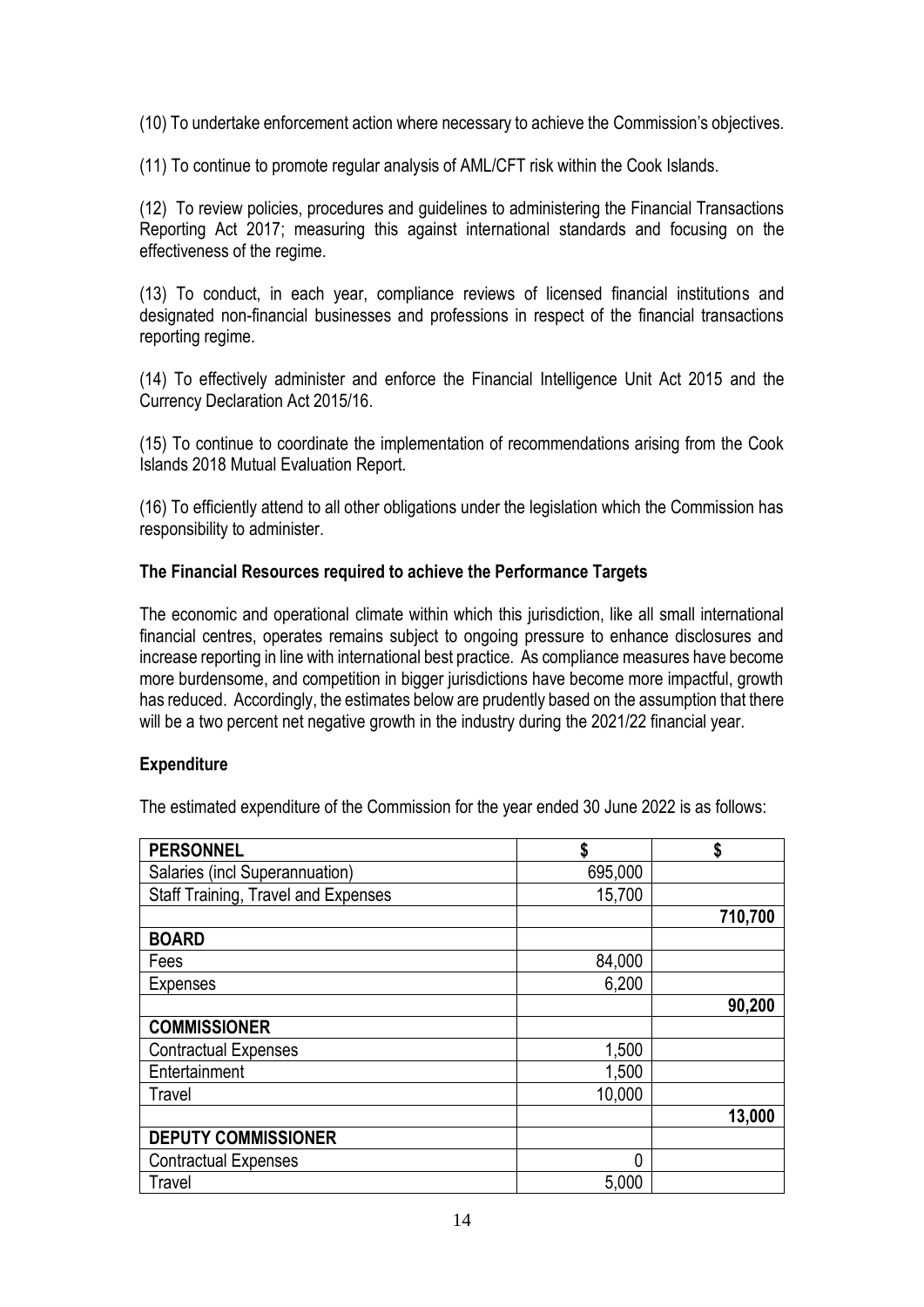(10) To undertake enforcement action where necessary to achieve the Commission's objectives.

(11) To continue to promote regular analysis of AML/CFT risk within the Cook Islands.

(12) To review policies, procedures and guidelines to administering the Financial Transactions Reporting Act 2017; measuring this against international standards and focusing on the effectiveness of the regime.

(13) To conduct, in each year, compliance reviews of licensed financial institutions and designated non-financial businesses and professions in respect of the financial transactions reporting regime.

(14) To effectively administer and enforce the Financial Intelligence Unit Act 2015 and the Currency Declaration Act 2015/16.

(15) To continue to coordinate the implementation of recommendations arising from the Cook Islands 2018 Mutual Evaluation Report.

(16) To efficiently attend to all other obligations under the legislation which the Commission has responsibility to administer.

**The Financial Resources required to achieve the Performance Targets**

The economic and operational climate within which this jurisdiction, like all small international financial centres, operates remains subject to ongoing pressure to enhance disclosures and increase reporting in line with international best practice. As compliance measures have become more burdensome, and competition in bigger jurisdictions have become more impactful, growth has reduced. Accordingly, the estimates below are prudently based on the assumption that there will be a two percent net negative growth in the industry during the 2021/22 financial year.

**Expenditure**

The estimated expenditure of the Commission for the year ended 30 June 2022 is as follows:

| **PERSONNEL** | **$** | **$** |
|---|---|---|
| Salaries (incl Superannuation) | 695,000 | |
| Staff Training, Travel and Expenses | 15,700 | |
| | | **710,700** |
| **BOARD** | | |
| Fees | 84,000 | |
| Expenses | 6,200 | |
| | | **90,200** |
| **COMMISSIONER** | | |
| Contractual Expenses | 1,500 | |
| Entertainment | 1,500 | |
| Travel | 10,000 | |
| | | **13,000** |
| **DEPUTY COMMISSIONER** | | |
| Contractual Expenses | 0 | |
| Travel | 5,000 | |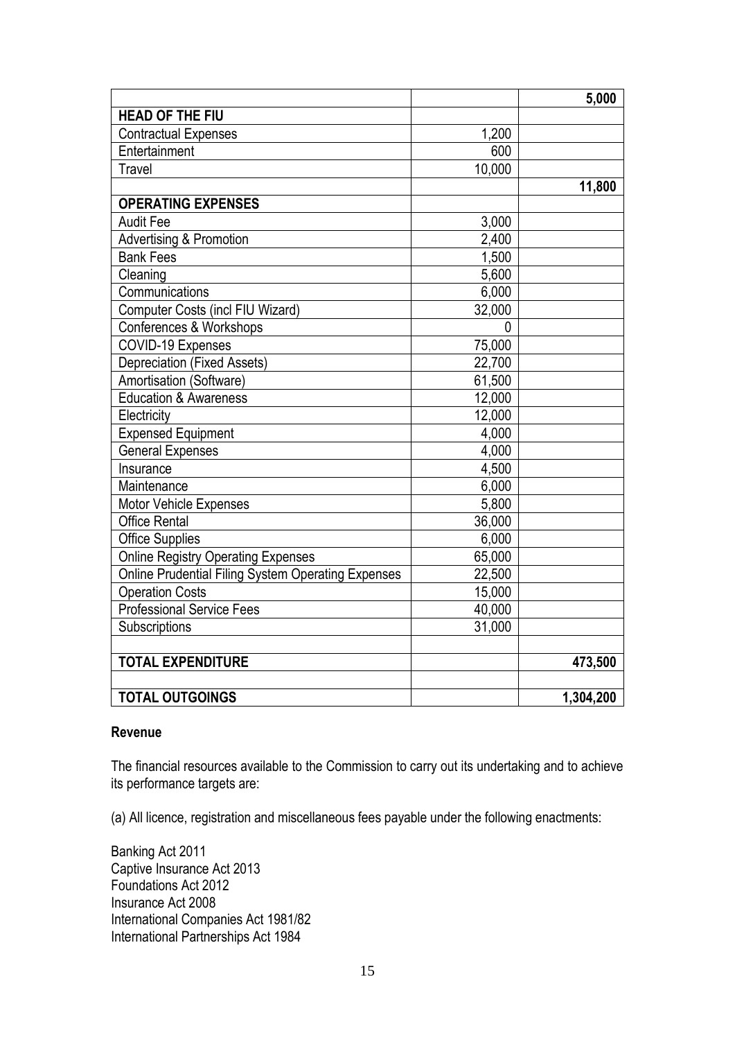| | | |
|---|---|---|
| | | **5,000** |
| **HEAD OF THE FIU** | | |
| Contractual Expenses | 1,200 | |
| Entertainment | 600 | |
| Travel | 10,000 | |
| | | **11,800** |
| **OPERATING EXPENSES** | | |
| Audit Fee | 3,000 | |
| Advertising & Promotion | 2,400 | |
| Bank Fees | 1,500 | |
| Cleaning | 5,600 | |
| Communications | 6,000 | |
| Computer Costs (incl FIU Wizard) | 32,000 | |
| Conferences & Workshops | 0 | |
| COVID-19 Expenses | 75,000 | |
| Depreciation (Fixed Assets) | 22,700 | |
| Amortisation (Software) | 61,500 | |
| Education & Awareness | 12,000 | |
| Electricity | 12,000 | |
| Expensed Equipment | 4,000 | |
| General Expenses | 4,000 | |
| Insurance | 4,500 | |
| Maintenance | 6,000 | |
| Motor Vehicle Expenses | 5,800 | |
| Office Rental | 36,000 | |
| Office Supplies | 6,000 | |
| Online Registry Operating Expenses | 65,000 | |
| Online Prudential Filing System Operating Expenses | 22,500 | |
| Operation Costs | 15,000 | |
| Professional Service Fees | 40,000 | |
| Subscriptions | 31,000 | |
| | | |
| **TOTAL EXPENDITURE** | | **473,500** |
| | | |
| **TOTAL OUTGOINGS** | | **1,304,200** |

**Revenue**

The financial resources available to the Commission to carry out its undertaking and to achieve its performance targets are:

(a) All licence, registration and miscellaneous fees payable under the following enactments:

Banking Act 2011
Captive Insurance Act 2013
Foundations Act 2012
Insurance Act 2008
International Companies Act 1981/82
International Partnerships Act 1984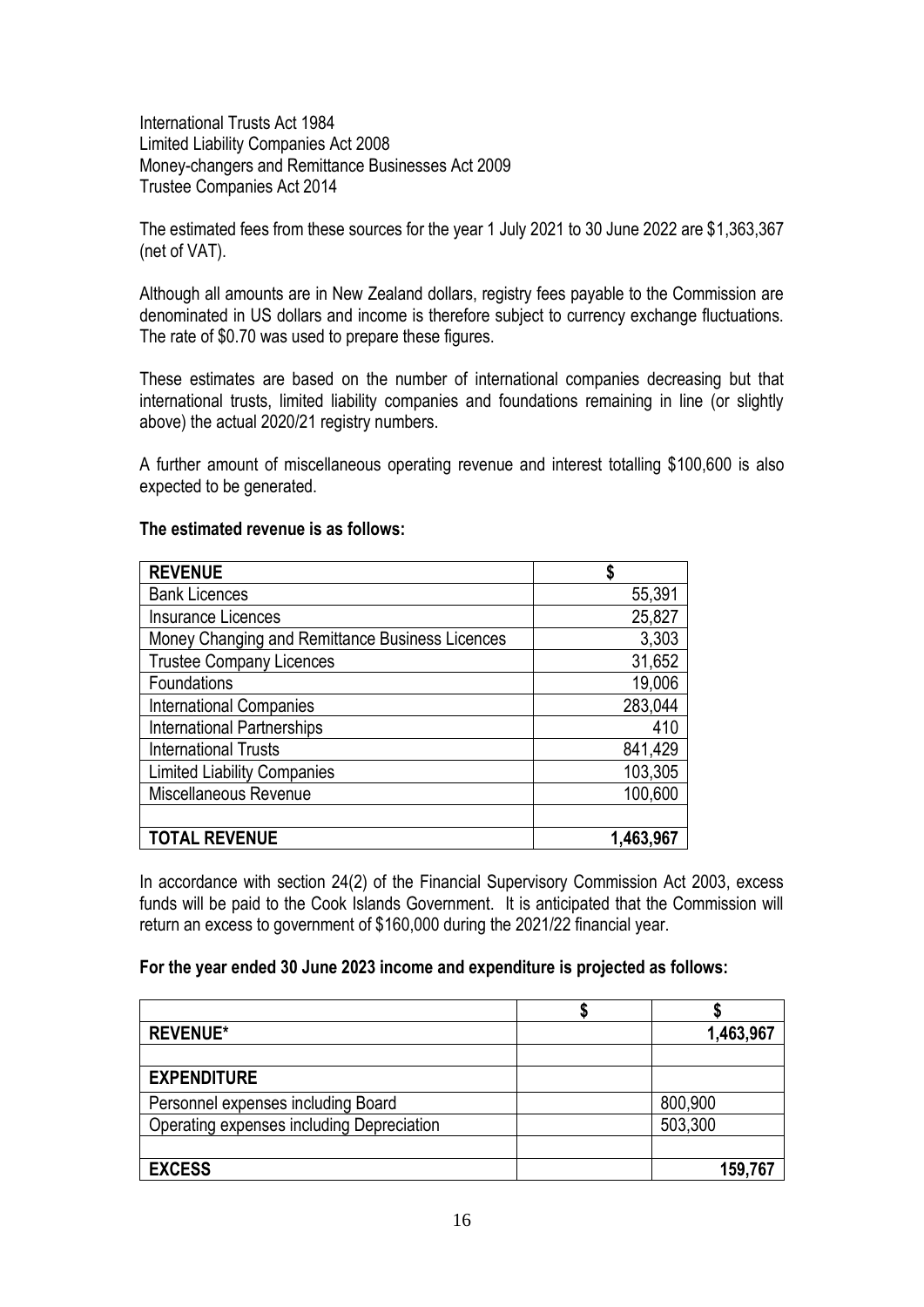International Trusts Act 1984
Limited Liability Companies Act 2008
Money-changers and Remittance Businesses Act 2009
Trustee Companies Act 2014

The estimated fees from these sources for the year 1 July 2021 to 30 June 2022 are $1,363,367 (net of VAT).

Although all amounts are in New Zealand dollars, registry fees payable to the Commission are denominated in US dollars and income is therefore subject to currency exchange fluctuations. The rate of $0.70 was used to prepare these figures.

These estimates are based on the number of international companies decreasing but that international trusts, limited liability companies and foundations remaining in line (or slightly above) the actual 2020/21 registry numbers.

A further amount of miscellaneous operating revenue and interest totalling $100,600 is also expected to be generated.

**The estimated revenue is as follows:**

| **REVENUE** | **$** |
|---|---|
| Bank Licences | 55,391 |
| Insurance Licences | 25,827 |
| Money Changing and Remittance Business Licences | 3,303 |
| Trustee Company Licences | 31,652 |
| Foundations | 19,006 |
| International Companies | 283,044 |
| International Partnerships | 410 |
| International Trusts | 841,429 |
| Limited Liability Companies | 103,305 |
| Miscellaneous Revenue | 100,600 |
| | |
| **TOTAL REVENUE** | **1,463,967** |

In accordance with section 24(2) of the Financial Supervisory Commission Act 2003, excess funds will be paid to the Cook Islands Government. It is anticipated that the Commission will return an excess to government of $160,000 during the 2021/22 financial year.

**For the year ended 30 June 2023 income and expenditure is projected as follows:**

| | **$** | **$** |
|---|---|---|
| **REVENUE*** | | **1,463,967** |
| | | |
| **EXPENDITURE** | | |
| Personnel expenses including Board | | 800,900 |
| Operating expenses including Depreciation | | 503,300 |
| | | |
| **EXCESS** | | **159,767** |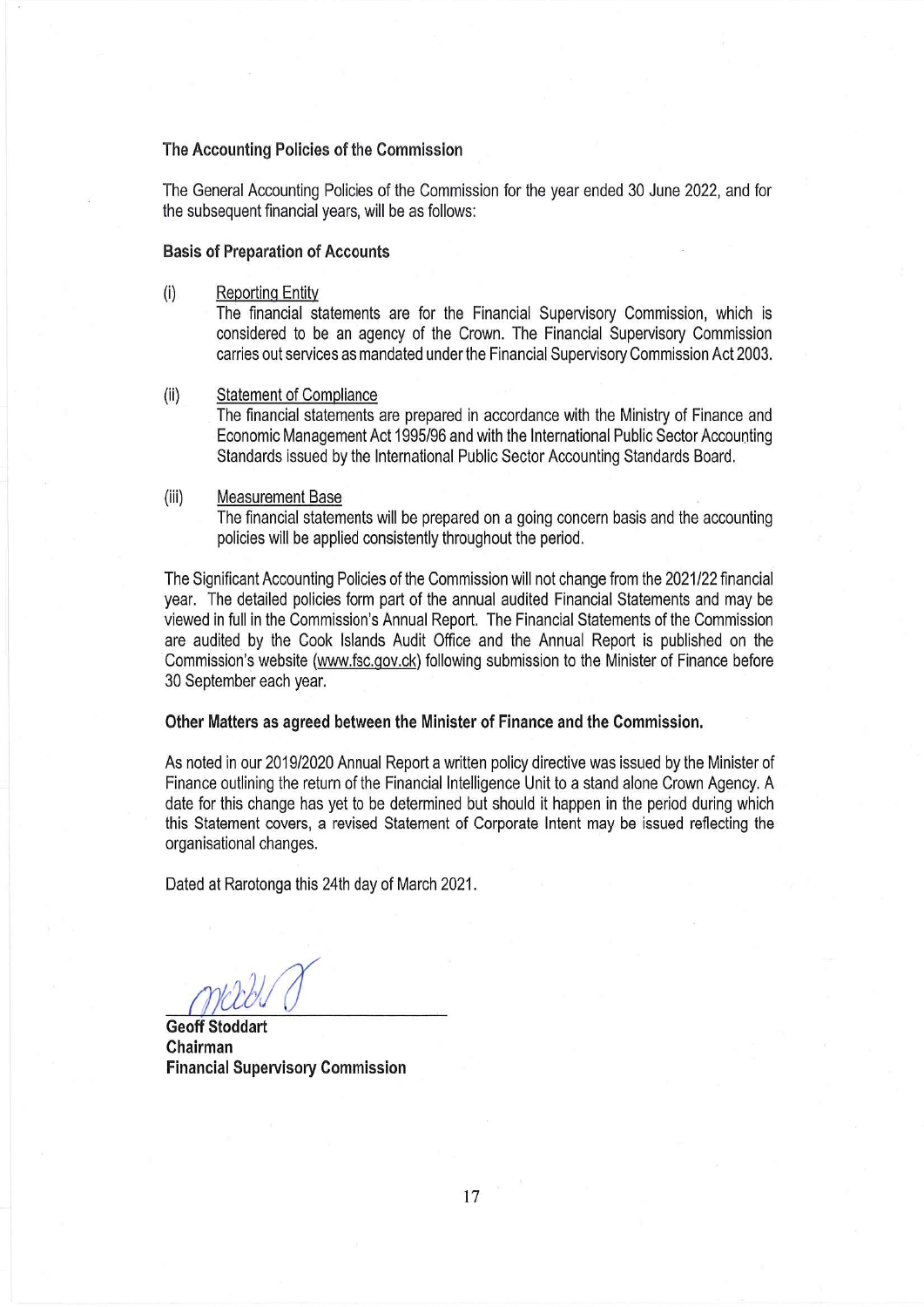### The Accounting Policies of the Commission

The General Accounting Policies of the Commission for the year ended 30 June 2022, and for the subsequent financial years, will be as follows:

#### Basis of Preparation of Accounts

(i) Reporting Entity
The financial statements are for the Financial Supervisory Commission, which is considered to be an agency of the Crown. The Financial Supervisory Commission carries out services as mandated under the Financial Supervisory Commission Act 2003.

(ii) Statement of Compliance
The financial statements are prepared in accordance with the Ministry of Finance and Economic Management Act 1995/96 and with the International Public Sector Accounting Standards issued by the International Public Sector Accounting Standards Board.

(iii) Measurement Base
The financial statements will be prepared on a going concern basis and the accounting policies will be applied consistently throughout the period.

The Significant Accounting Policies of the Commission will not change from the 2021/22 financial year. The detailed policies form part of the annual audited Financial Statements and may be viewed in full in the Commission's Annual Report. The Financial Statements of the Commission are audited by the Cook Islands Audit Office and the Annual Report is published on the Commission's website (www.fsc.gov.ck) following submission to the Minister of Finance before 30 September each year.

#### Other Matters as agreed between the Minister of Finance and the Commission.

As noted in our 2019/2020 Annual Report a written policy directive was issued by the Minister of Finance outlining the return of the Financial Intelligence Unit to a stand alone Crown Agency. A date for this change has yet to be determined but should it happen in the period during which this Statement covers, a revised Statement of Corporate Intent may be issued reflecting the organisational changes.

Dated at Rarotonga this 24th day of March 2021.

**Geoff Stoddart**
**Chairman**
**Financial Supervisory Commission**